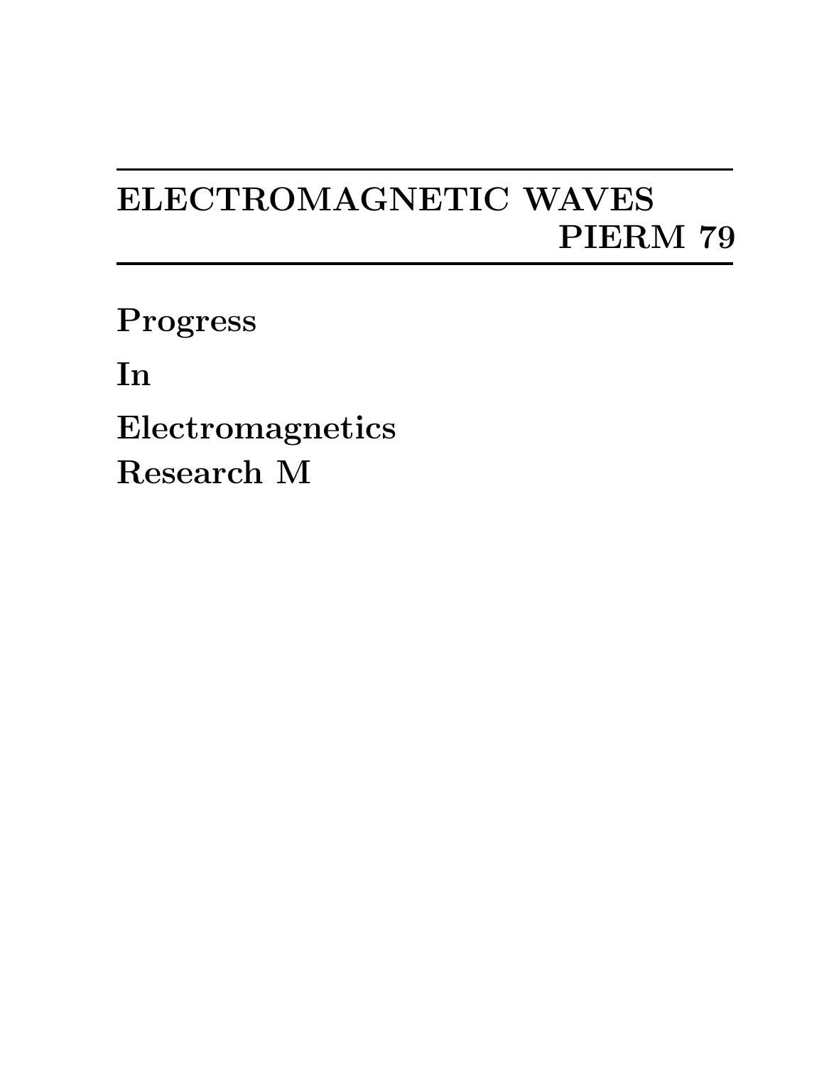# ELECTROMAGNETIC WAVES
# PIERM 79

**Progress**

**In**

**Electromagnetics**

**Research M**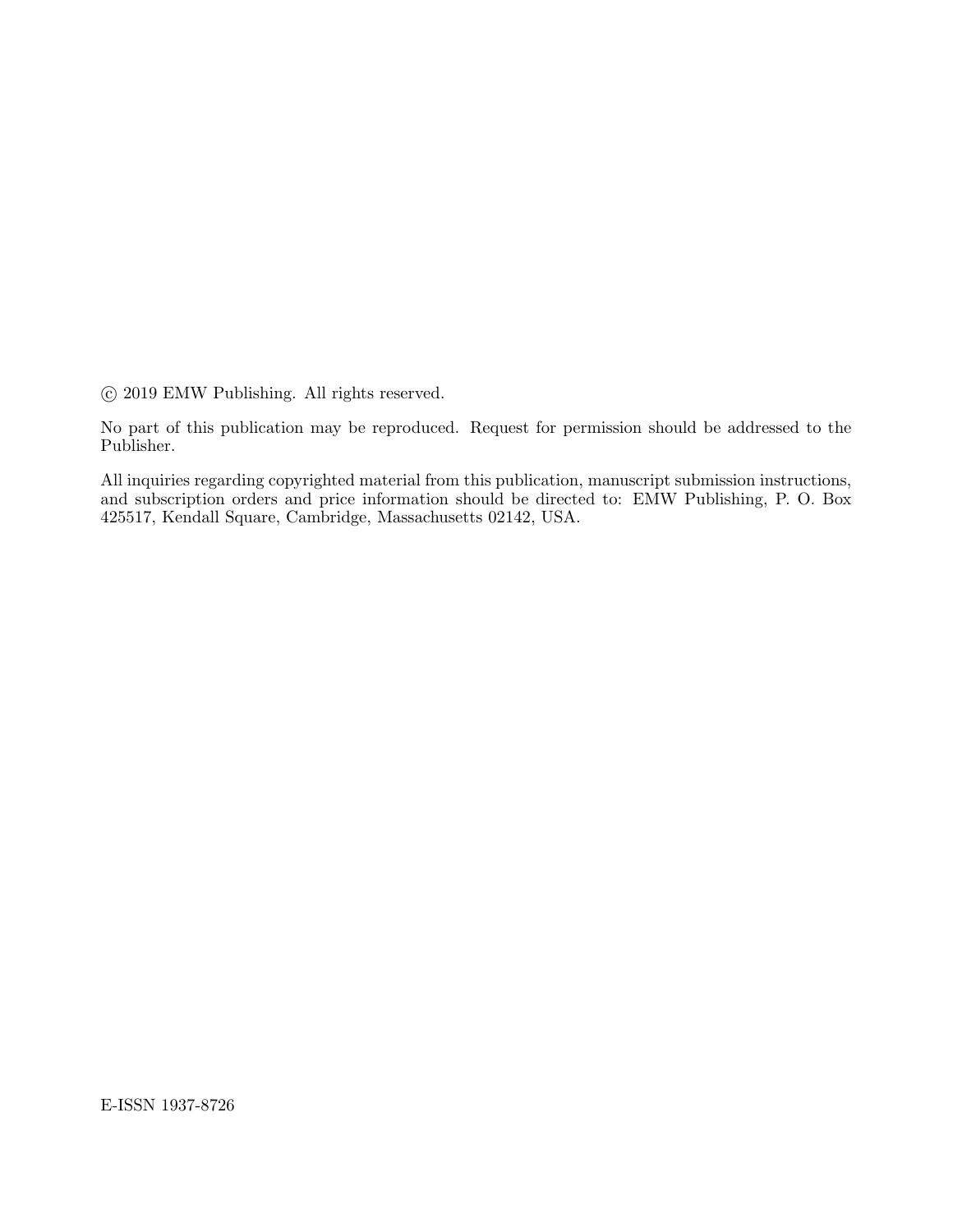© 2019 EMW Publishing. All rights reserved.

No part of this publication may be reproduced. Request for permission should be addressed to the Publisher.

All inquiries regarding copyrighted material from this publication, manuscript submission instructions, and subscription orders and price information should be directed to: EMW Publishing, P. O. Box 425517, Kendall Square, Cambridge, Massachusetts 02142, USA.

E-ISSN 1937-8726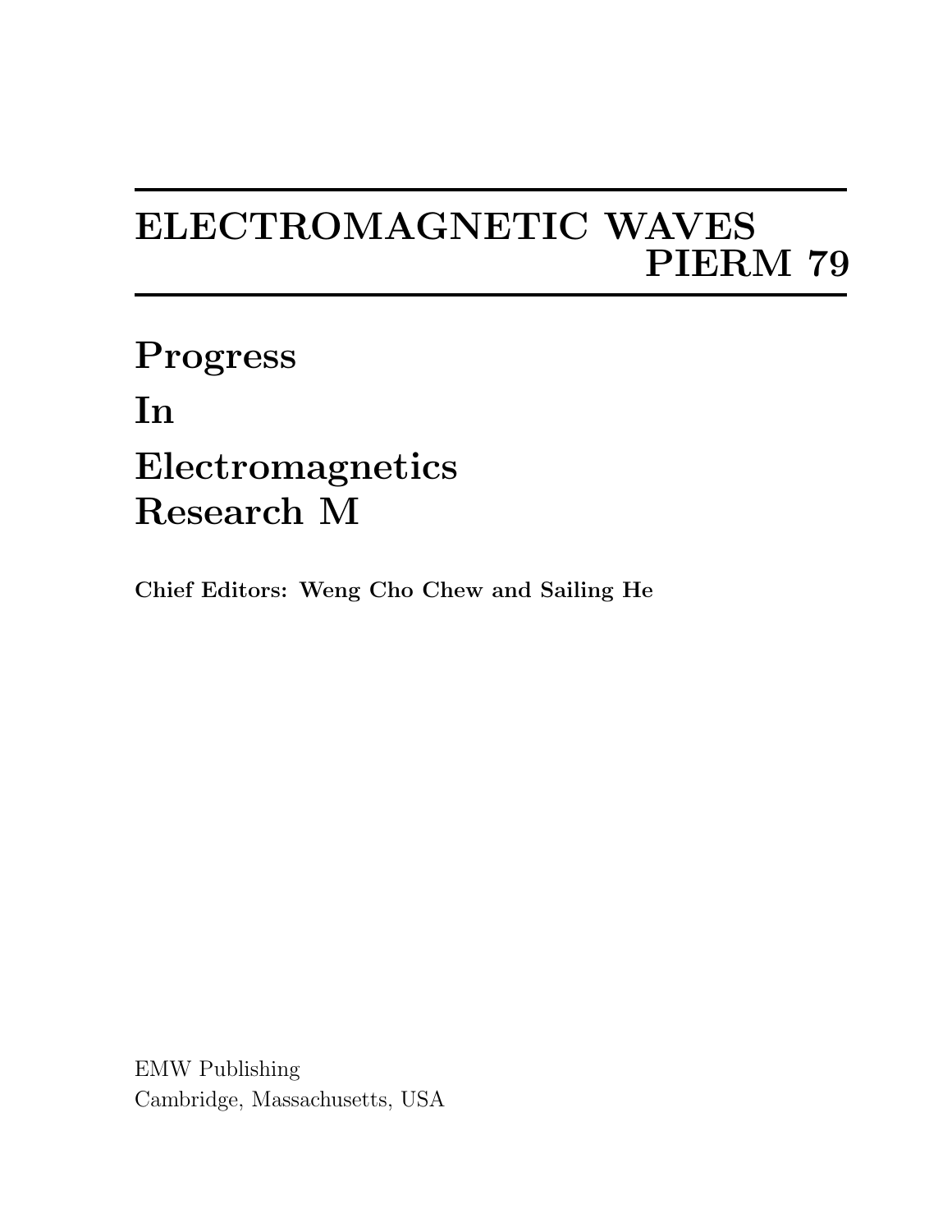# ELECTROMAGNETIC WAVES
# PIERM 79

## Progress
## In
## Electromagnetics
## Research M

**Chief Editors: Weng Cho Chew and Sailing He**

EMW Publishing
Cambridge, Massachusetts, USA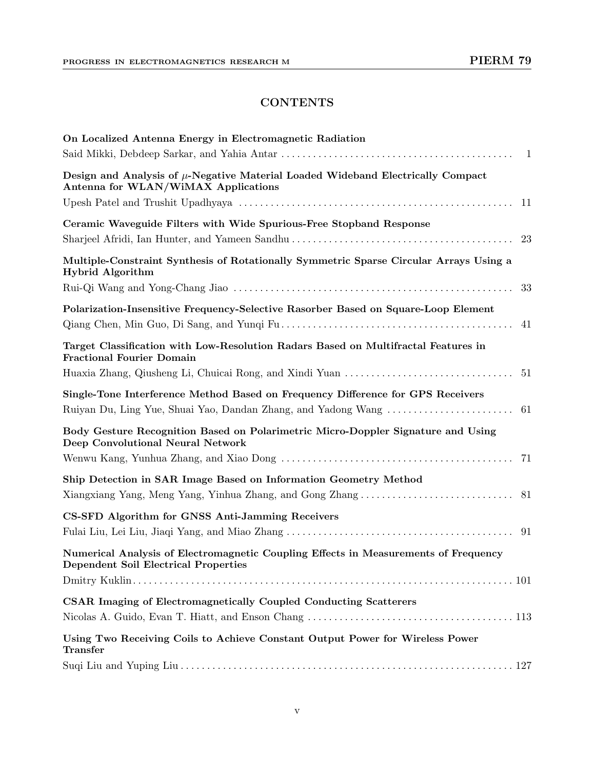# CONTENTS

**On Localized Antenna Energy in Electromagnetic Radiation**
Said Mikki, Debdeep Sarkar, and Yahia Antar . . . . . . . . . . . . . . . . . . . . . . . . . . . . . . . . . . . . . . . . . . . . 1

**Design and Analysis of $\mu$-Negative Material Loaded Wideband Electrically Compact Antenna for WLAN/WiMAX Applications**
Upesh Patel and Trushit Upadhyaya . . . . . . . . . . . . . . . . . . . . . . . . . . . . . . . . . . . . . . . . . . . . . . . . . . . . 11

**Ceramic Waveguide Filters with Wide Spurious-Free Stopband Response**
Sharjeel Afridi, Ian Hunter, and Yameen Sandhu . . . . . . . . . . . . . . . . . . . . . . . . . . . . . . . . . . . . . . . . . . 23

**Multiple-Constraint Synthesis of Rotationally Symmetric Sparse Circular Arrays Using a Hybrid Algorithm**
Rui-Qi Wang and Yong-Chang Jiao . . . . . . . . . . . . . . . . . . . . . . . . . . . . . . . . . . . . . . . . . . . . . . . . . . . . . 33

**Polarization-Insensitive Frequency-Selective Rasorber Based on Square-Loop Element**
Qiang Chen, Min Guo, Di Sang, and Yunqi Fu . . . . . . . . . . . . . . . . . . . . . . . . . . . . . . . . . . . . . . . . . . . . 41

**Target Classification with Low-Resolution Radars Based on Multifractal Features in Fractional Fourier Domain**
Huaxia Zhang, Qiusheng Li, Chuicai Rong, and Xindi Yuan . . . . . . . . . . . . . . . . . . . . . . . . . . . . . . . . 51

**Single-Tone Interference Method Based on Frequency Difference for GPS Receivers**
Ruiyan Du, Ling Yue, Shuai Yao, Dandan Zhang, and Yadong Wang . . . . . . . . . . . . . . . . . . . . . . . . 61

**Body Gesture Recognition Based on Polarimetric Micro-Doppler Signature and Using Deep Convolutional Neural Network**
Wenwu Kang, Yunhua Zhang, and Xiao Dong . . . . . . . . . . . . . . . . . . . . . . . . . . . . . . . . . . . . . . . . . . . . 71

**Ship Detection in SAR Image Based on Information Geometry Method**
Xiangxiang Yang, Meng Yang, Yinhua Zhang, and Gong Zhang . . . . . . . . . . . . . . . . . . . . . . . . . . . . . 81

**CS-SFD Algorithm for GNSS Anti-Jamming Receivers**
Fulai Liu, Lei Liu, Jiaqi Yang, and Miao Zhang . . . . . . . . . . . . . . . . . . . . . . . . . . . . . . . . . . . . . . . . . . . 91

**Numerical Analysis of Electromagnetic Coupling Effects in Measurements of Frequency Dependent Soil Electrical Properties**
Dmitry Kuklin . . . . . . . . . . . . . . . . . . . . . . . . . . . . . . . . . . . . . . . . . . . . . . . . . . . . . . . . . . . . . . . . . . . . . . . 101

**CSAR Imaging of Electromagnetically Coupled Conducting Scatterers**
Nicolas A. Guido, Evan T. Hiatt, and Enson Chang . . . . . . . . . . . . . . . . . . . . . . . . . . . . . . . . . . . . . . . 113

**Using Two Receiving Coils to Achieve Constant Output Power for Wireless Power Transfer**
Suqi Liu and Yuping Liu . . . . . . . . . . . . . . . . . . . . . . . . . . . . . . . . . . . . . . . . . . . . . . . . . . . . . . . . . . . . . . 127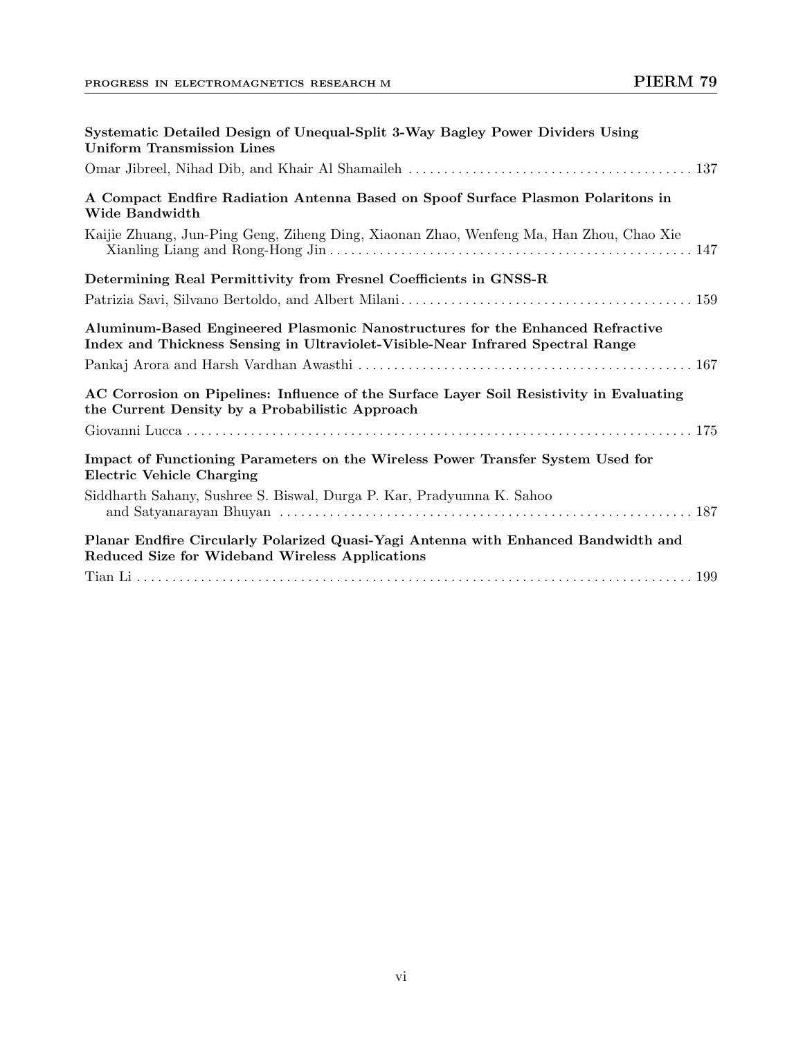**Systematic Detailed Design of Unequal-Split 3-Way Bagley Power Dividers Using Uniform Transmission Lines**

Omar Jibreel, Nihad Dib, and Khair Al Shamaileh . . . . . . . . . . . . . . . . . . . . . . . . . . . . . . . . . . . . . . . . 137

**A Compact Endfire Radiation Antenna Based on Spoof Surface Plasmon Polaritons in Wide Bandwidth**

Kaijie Zhuang, Jun-Ping Geng, Ziheng Ding, Xiaonan Zhao, Wenfeng Ma, Han Zhou, Chao Xie Xianling Liang and Rong-Hong Jin . . . . . . . . . . . . . . . . . . . . . . . . . . . . . . . . . . . . . . . . . . . . . . . . . . . 147

**Determining Real Permittivity from Fresnel Coefficients in GNSS-R**

Patrizia Savi, Silvano Bertoldo, and Albert Milani . . . . . . . . . . . . . . . . . . . . . . . . . . . . . . . . . . . . . . . . . 159

**Aluminum-Based Engineered Plasmonic Nanostructures for the Enhanced Refractive Index and Thickness Sensing in Ultraviolet-Visible-Near Infrared Spectral Range**

Pankaj Arora and Harsh Vardhan Awasthi . . . . . . . . . . . . . . . . . . . . . . . . . . . . . . . . . . . . . . . . . . . . . . . . 167

**AC Corrosion on Pipelines: Influence of the Surface Layer Soil Resistivity in Evaluating the Current Density by a Probabilistic Approach**

Giovanni Lucca . . . . . . . . . . . . . . . . . . . . . . . . . . . . . . . . . . . . . . . . . . . . . . . . . . . . . . . . . . . . . . . . . . . . . . . . . 175

**Impact of Functioning Parameters on the Wireless Power Transfer System Used for Electric Vehicle Charging**

Siddharth Sahany, Sushree S. Biswal, Durga P. Kar, Pradyumna K. Sahoo and Satyanarayan Bhuyan . . . . . . . . . . . . . . . . . . . . . . . . . . . . . . . . . . . . . . . . . . . . . . . . . . . . . . . . . 187

**Planar Endfire Circularly Polarized Quasi-Yagi Antenna with Enhanced Bandwidth and Reduced Size for Wideband Wireless Applications**

Tian Li . . . . . . . . . . . . . . . . . . . . . . . . . . . . . . . . . . . . . . . . . . . . . . . . . . . . . . . . . . . . . . . . . . . . . . . . . . . . . . . . 199